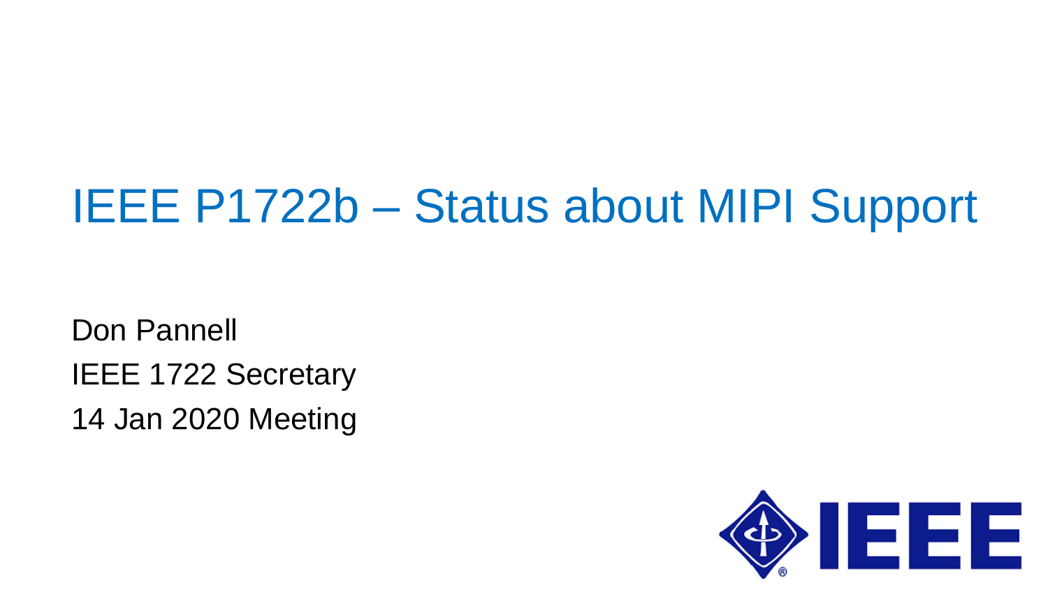# IEEE P1722b – Status about MIPI Support

Don Pannell

IEEE 1722 Secretary

14 Jan 2020 Meeting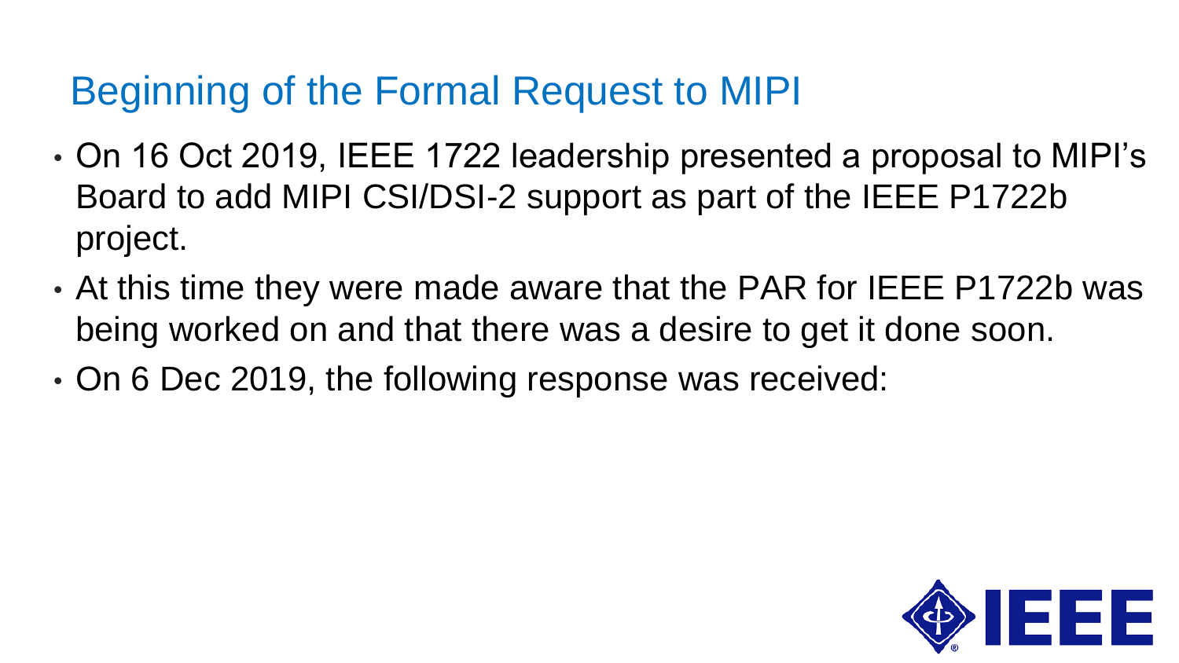# Beginning of the Formal Request to MIPI

- On 16 Oct 2019, IEEE 1722 leadership presented a proposal to MIPI's Board to add MIPI CSI/DSI-2 support as part of the IEEE P1722b project.
- At this time they were made aware that the PAR for IEEE P1722b was being worked on and that there was a desire to get it done soon.
- On 6 Dec 2019, the following response was received: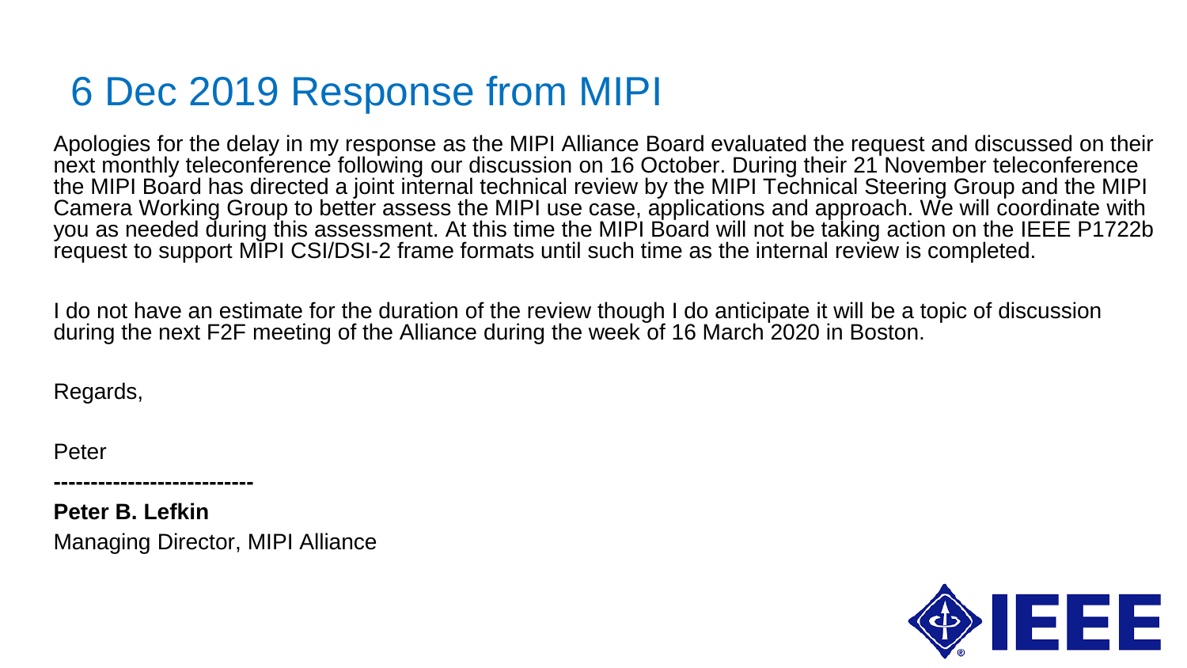# 6 Dec 2019 Response from MIPI

Apologies for the delay in my response as the MIPI Alliance Board evaluated the request and discussed on their next monthly teleconference following our discussion on 16 October. During their 21 November teleconference the MIPI Board has directed a joint internal technical review by the MIPI Technical Steering Group and the MIPI Camera Working Group to better assess the MIPI use case, applications and approach. We will coordinate with you as needed during this assessment. At this time the MIPI Board will not be taking action on the IEEE P1722b request to support MIPI CSI/DSI-2 frame formats until such time as the internal review is completed.

I do not have an estimate for the duration of the review though I do anticipate it will be a topic of discussion during the next F2F meeting of the Alliance during the week of 16 March 2020 in Boston.

Regards,

Peter

**---------------------------**

**Peter B. Lefkin**

Managing Director, MIPI Alliance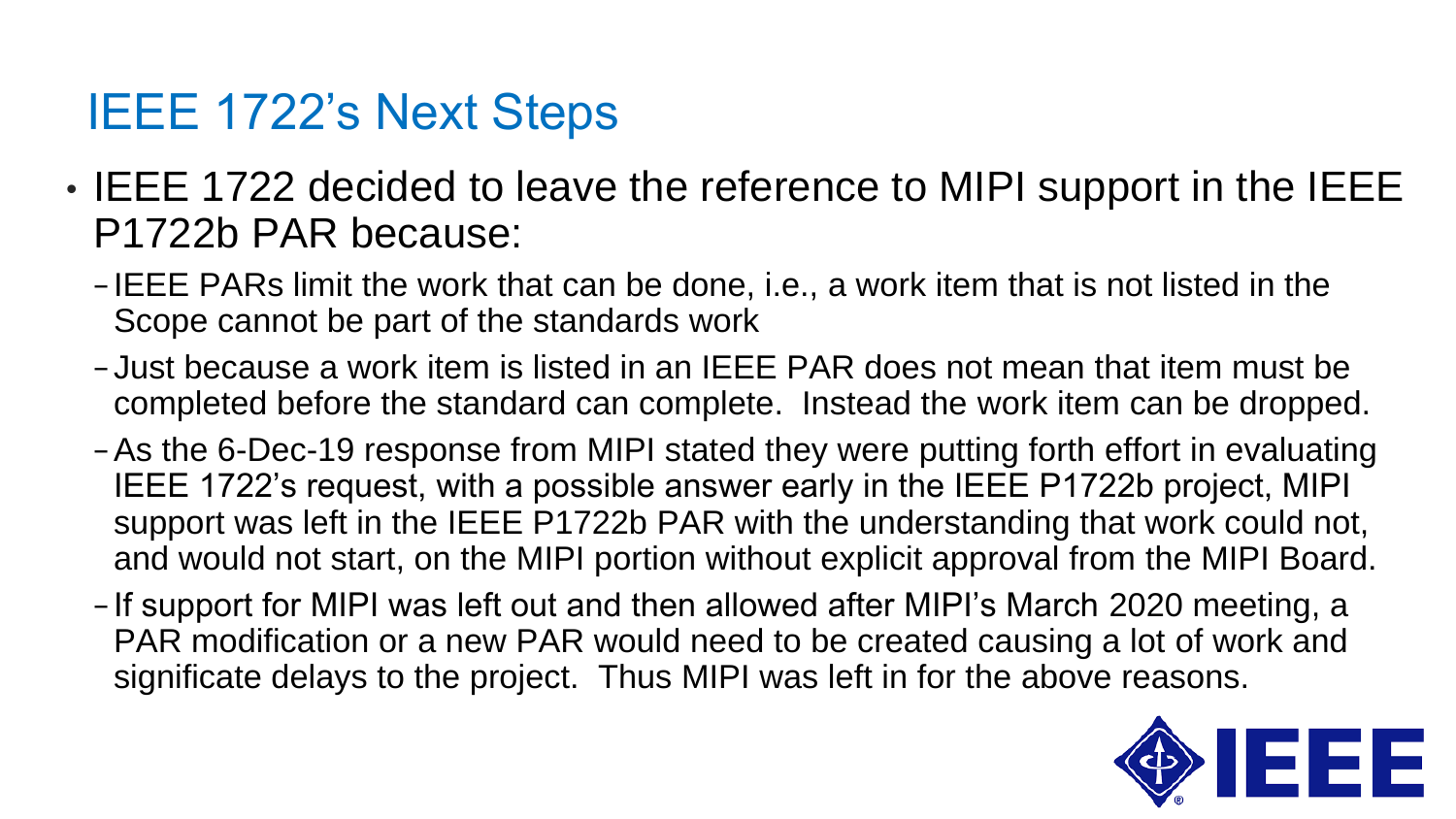# IEEE 1722's Next Steps

- IEEE 1722 decided to leave the reference to MIPI support in the IEEE P1722b PAR because:
  - IEEE PARs limit the work that can be done, i.e., a work item that is not listed in the Scope cannot be part of the standards work
  - Just because a work item is listed in an IEEE PAR does not mean that item must be completed before the standard can complete. Instead the work item can be dropped.
  - As the 6-Dec-19 response from MIPI stated they were putting forth effort in evaluating IEEE 1722's request, with a possible answer early in the IEEE P1722b project, MIPI support was left in the IEEE P1722b PAR with the understanding that work could not, and would not start, on the MIPI portion without explicit approval from the MIPI Board.
  - If support for MIPI was left out and then allowed after MIPI's March 2020 meeting, a PAR modification or a new PAR would need to be created causing a lot of work and significate delays to the project. Thus MIPI was left in for the above reasons.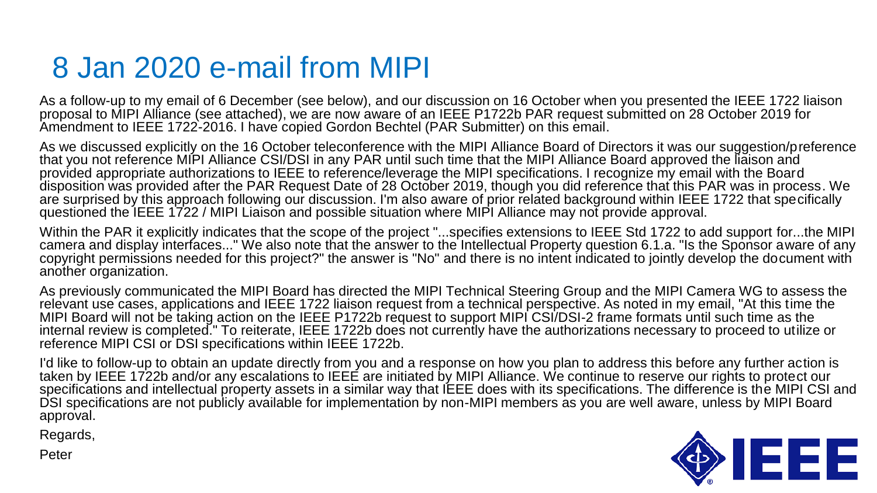# 8 Jan 2020 e-mail from MIPI

As a follow-up to my email of 6 December (see below), and our discussion on 16 October when you presented the IEEE 1722 liaison proposal to MIPI Alliance (see attached), we are now aware of an IEEE P1722b PAR request submitted on 28 October 2019 for Amendment to IEEE 1722-2016. I have copied Gordon Bechtel (PAR Submitter) on this email.

As we discussed explicitly on the 16 October teleconference with the MIPI Alliance Board of Directors it was our suggestion/preference that you not reference MIPI Alliance CSI/DSI in any PAR until such time that the MIPI Alliance Board approved the liaison and provided appropriate authorizations to IEEE to reference/leverage the MIPI specifications. I recognize my email with the Board disposition was provided after the PAR Request Date of 28 October 2019, though you did reference that this PAR was in process. We are surprised by this approach following our discussion. I'm also aware of prior related background within IEEE 1722 that specifically questioned the IEEE 1722 / MIPI Liaison and possible situation where MIPI Alliance may not provide approval.

Within the PAR it explicitly indicates that the scope of the project "...specifies extensions to IEEE Std 1722 to add support for...the MIPI camera and display interfaces..." We also note that the answer to the Intellectual Property question 6.1.a. "Is the Sponsor aware of any copyright permissions needed for this project?" the answer is "No" and there is no intent indicated to jointly develop the document with another organization.

As previously communicated the MIPI Board has directed the MIPI Technical Steering Group and the MIPI Camera WG to assess the relevant use cases, applications and IEEE 1722 liaison request from a technical perspective. As noted in my email, "At this time the MIPI Board will not be taking action on the IEEE P1722b request to support MIPI CSI/DSI-2 frame formats until such time as the internal review is completed." To reiterate, IEEE 1722b does not currently have the authorizations necessary to proceed to utilize or reference MIPI CSI or DSI specifications within IEEE 1722b.

I'd like to follow-up to obtain an update directly from you and a response on how you plan to address this before any further action is taken by IEEE 1722b and/or any escalations to IEEE are initiated by MIPI Alliance. We continue to reserve our rights to protect our specifications and intellectual property assets in a similar way that IEEE does with its specifications. The difference is the MIPI CSI and DSI specifications are not publicly available for implementation by non-MIPI members as you are well aware, unless by MIPI Board approval.

Regards,

Peter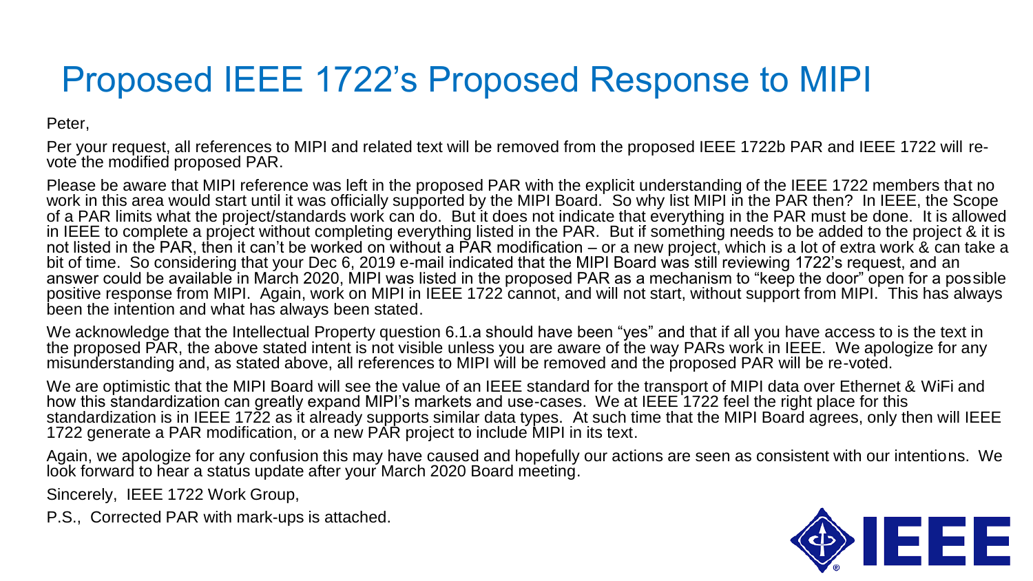# Proposed IEEE 1722's Proposed Response to MIPI

Peter,

Per your request, all references to MIPI and related text will be removed from the proposed IEEE 1722b PAR and IEEE 1722 will re-vote the modified proposed PAR.

Please be aware that MIPI reference was left in the proposed PAR with the explicit understanding of the IEEE 1722 members that no work in this area would start until it was officially supported by the MIPI Board. So why list MIPI in the PAR then? In IEEE, the Scope of a PAR limits what the project/standards work can do. But it does not indicate that everything in the PAR must be done. It is allowed in IEEE to complete a project without completing everything listed in the PAR. But if something needs to be added to the project & it is not listed in the PAR, then it can't be worked on without a PAR modification – or a new project, which is a lot of extra work & can take a bit of time. So considering that your Dec 6, 2019 e-mail indicated that the MIPI Board was still reviewing 1722's request, and an answer could be available in March 2020, MIPI was listed in the proposed PAR as a mechanism to "keep the door" open for a possible positive response from MIPI. Again, work on MIPI in IEEE 1722 cannot, and will not start, without support from MIPI. This has always been the intention and what has always been stated.

We acknowledge that the Intellectual Property question 6.1.a should have been "yes" and that if all you have access to is the text in the proposed PAR, the above stated intent is not visible unless you are aware of the way PARs work in IEEE. We apologize for any misunderstanding and, as stated above, all references to MIPI will be removed and the proposed PAR will be re-voted.

We are optimistic that the MIPI Board will see the value of an IEEE standard for the transport of MIPI data over Ethernet & WiFi and how this standardization can greatly expand MIPI's markets and use-cases. We at IEEE 1722 feel the right place for this standardization is in IEEE 1722 as it already supports similar data types. At such time that the MIPI Board agrees, only then will IEEE 1722 generate a PAR modification, or a new PAR project to include MIPI in its text.

Again, we apologize for any confusion this may have caused and hopefully our actions are seen as consistent with our intentions. We look forward to hear a status update after your March 2020 Board meeting.

Sincerely, IEEE 1722 Work Group,

P.S., Corrected PAR with mark-ups is attached.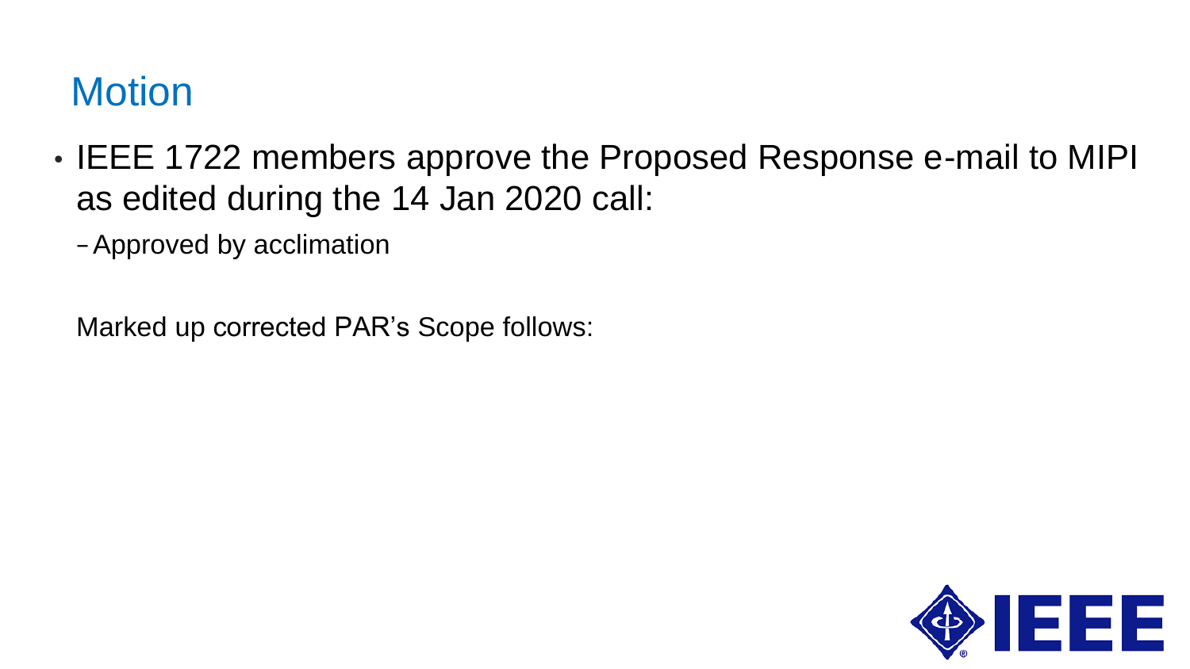# Motion

- IEEE 1722 members approve the Proposed Response e-mail to MIPI as edited during the 14 Jan 2020 call:
  - Approved by acclimation

Marked up corrected PAR's Scope follows: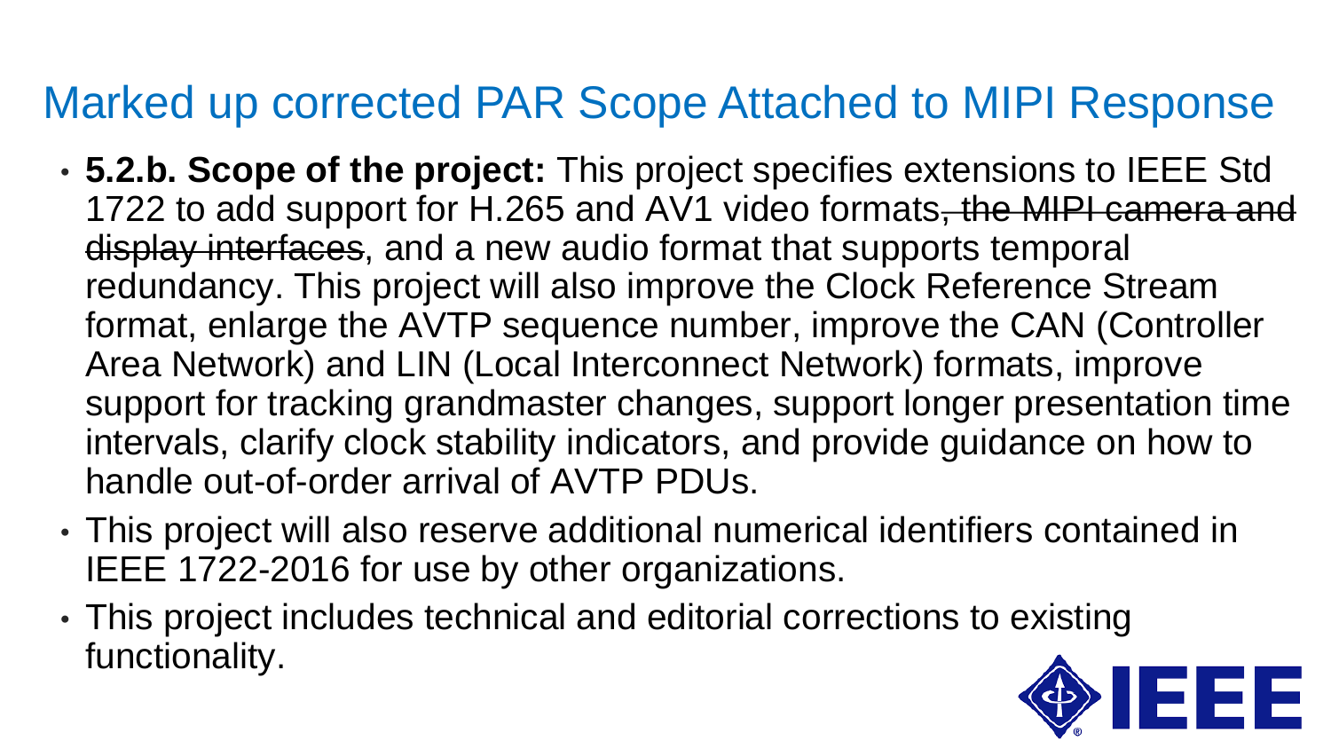# Marked up corrected PAR Scope Attached to MIPI Response

- **5.2.b. Scope of the project:** This project specifies extensions to IEEE Std 1722 to add support for H.265 and AV1 video formats~~, the MIPI camera and display interfaces~~, and a new audio format that supports temporal redundancy. This project will also improve the Clock Reference Stream format, enlarge the AVTP sequence number, improve the CAN (Controller Area Network) and LIN (Local Interconnect Network) formats, improve support for tracking grandmaster changes, support longer presentation time intervals, clarify clock stability indicators, and provide guidance on how to handle out-of-order arrival of AVTP PDUs.
- This project will also reserve additional numerical identifiers contained in IEEE 1722-2016 for use by other organizations.
- This project includes technical and editorial corrections to existing functionality.